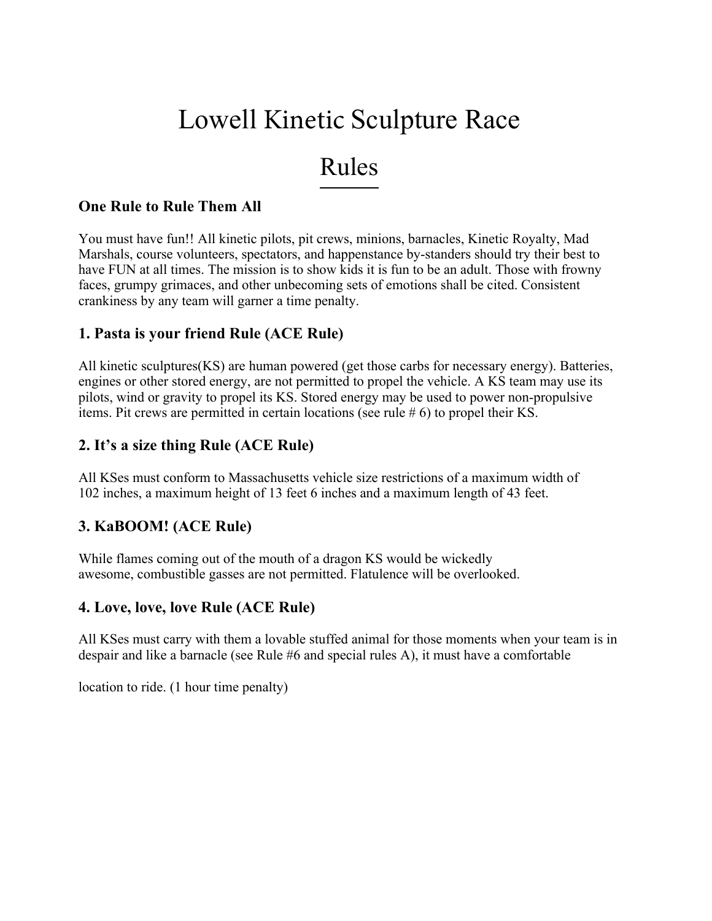# Lowell Kinetic Sculpture Race

## Rules

### One Rule to Rule Them All

You must have fun!! All kinetic pilots, pit crews, minions, barnacles, Kinetic Royalty, Mad Marshals, course volunteers, spectators, and happenstance by-standers should try their best to have FUN at all times. The mission is to show kids it is fun to be an adult. Those with frowny faces, grumpy grimaces, and other unbecoming sets of emotions shall be cited. Consistent crankiness by any team will garner a time penalty.

### 1. Pasta is your friend Rule (ACE Rule)

All kinetic sculptures(KS) are human powered (get those carbs for necessary energy). Batteries, engines or other stored energy, are not permitted to propel the vehicle. A KS team may use its pilots, wind or gravity to propel its KS. Stored energy may be used to power non-propulsive items. Pit crews are permitted in certain locations (see rule # 6) to propel their KS.

### 2. It's a size thing Rule (ACE Rule)

All KSes must conform to Massachusetts vehicle size restrictions of a maximum width of 102 inches, a maximum height of 13 feet 6 inches and a maximum length of 43 feet.

### 3. KaBOOM! (ACE Rule)

While flames coming out of the mouth of a dragon KS would be wickedly awesome, combustible gasses are not permitted. Flatulence will be overlooked.

### 4. Love, love, love Rule (ACE Rule)

All KSes must carry with them a lovable stuffed animal for those moments when your team is in despair and like a barnacle (see Rule #6 and special rules A), it must have a comfortable location to ride. (1 hour time penalty)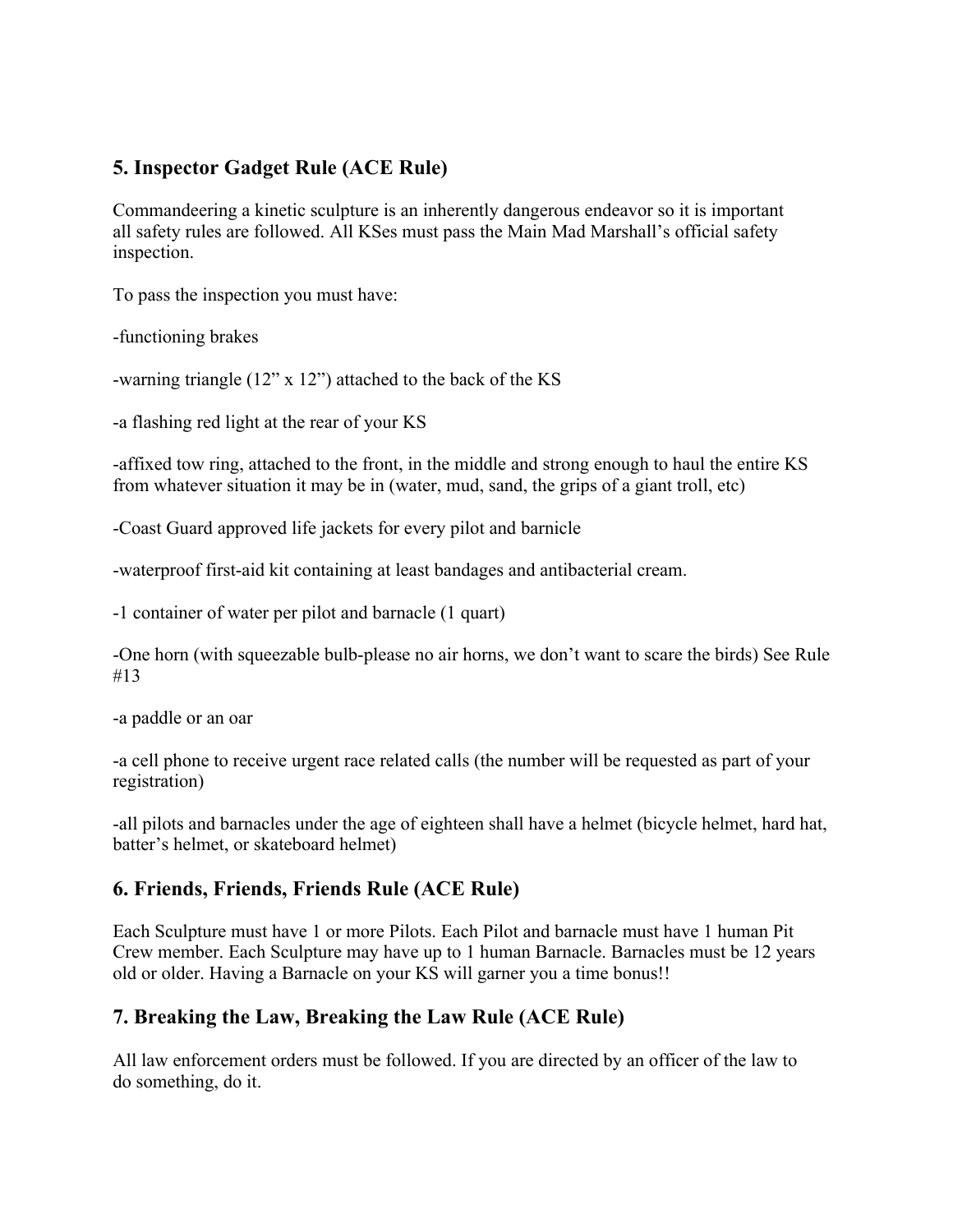## 5. Inspector Gadget Rule (ACE Rule)

Commandeering a kinetic sculpture is an inherently dangerous endeavor so it is important all safety rules are followed. All KSes must pass the Main Mad Marshall's official safety inspection.

To pass the inspection you must have:

-functioning brakes

-warning triangle (12" x 12") attached to the back of the KS

-a flashing red light at the rear of your KS

-affixed tow ring, attached to the front, in the middle and strong enough to haul the entire KS from whatever situation it may be in (water, mud, sand, the grips of a giant troll, etc)

-Coast Guard approved life jackets for every pilot and barnicle

-waterproof first-aid kit containing at least bandages and antibacterial cream.

-1 container of water per pilot and barnacle (1 quart)

-One horn (with squeezable bulb-please no air horns, we don't want to scare the birds) See Rule #13

-a paddle or an oar

-a cell phone to receive urgent race related calls (the number will be requested as part of your registration)

-all pilots and barnacles under the age of eighteen shall have a helmet (bicycle helmet, hard hat, batter's helmet, or skateboard helmet)

## 6. Friends, Friends, Friends Rule (ACE Rule)

Each Sculpture must have 1 or more Pilots. Each Pilot and barnacle must have 1 human Pit Crew member. Each Sculpture may have up to 1 human Barnacle. Barnacles must be 12 years old or older. Having a Barnacle on your KS will garner you a time bonus!!

## 7. Breaking the Law, Breaking the Law Rule (ACE Rule)

All law enforcement orders must be followed. If you are directed by an officer of the law to do something, do it.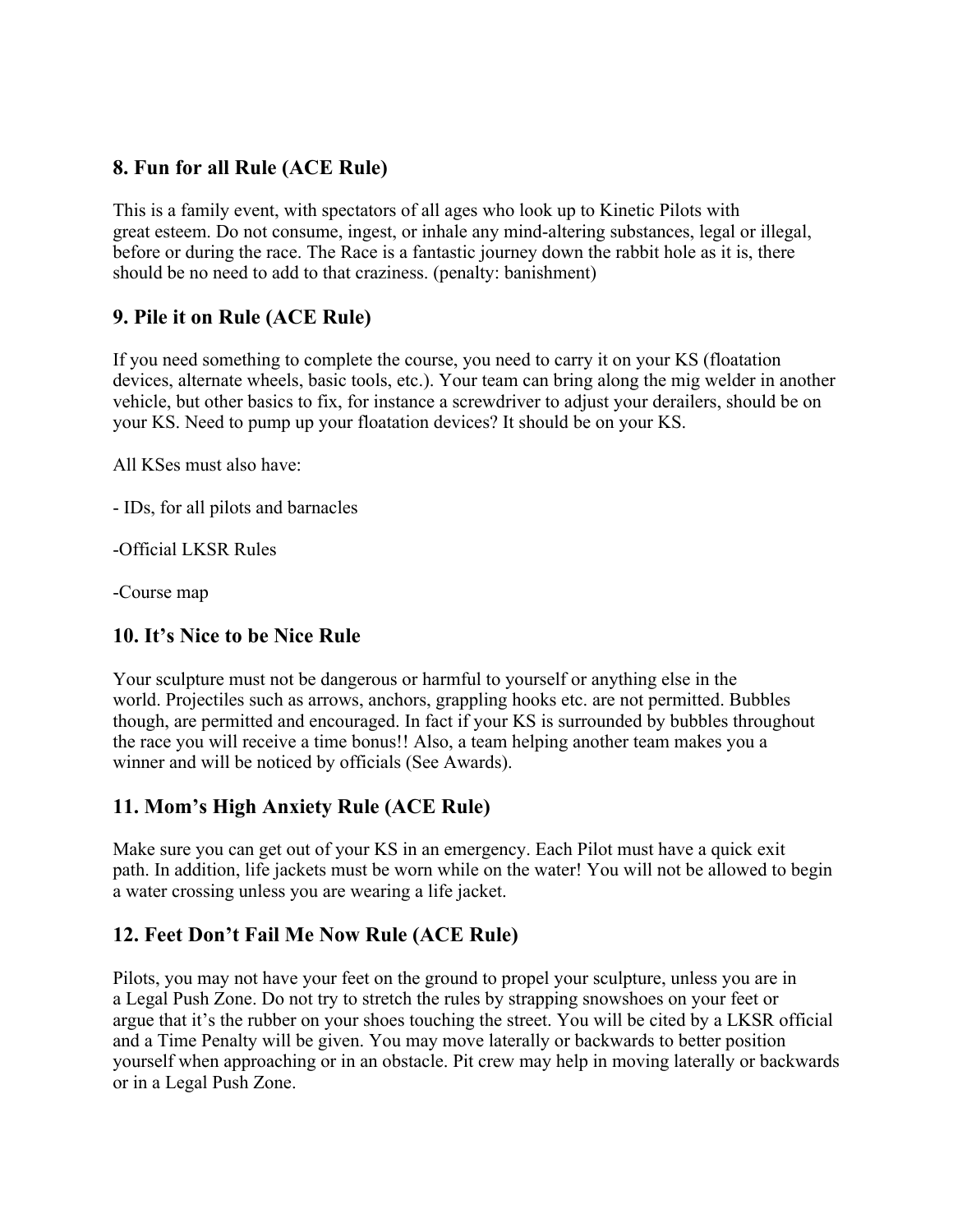## 8. Fun for all Rule (ACE Rule)

This is a family event, with spectators of all ages who look up to Kinetic Pilots with great esteem. Do not consume, ingest, or inhale any mind-altering substances, legal or illegal, before or during the race. The Race is a fantastic journey down the rabbit hole as it is, there should be no need to add to that craziness. (penalty: banishment)

## 9. Pile it on Rule (ACE Rule)

If you need something to complete the course, you need to carry it on your KS (floatation devices, alternate wheels, basic tools, etc.). Your team can bring along the mig welder in another vehicle, but other basics to fix, for instance a screwdriver to adjust your derailers, should be on your KS. Need to pump up your floatation devices? It should be on your KS.

All KSes must also have:

- IDs, for all pilots and barnacles

-Official LKSR Rules

-Course map

## 10. It's Nice to be Nice Rule

Your sculpture must not be dangerous or harmful to yourself or anything else in the world. Projectiles such as arrows, anchors, grappling hooks etc. are not permitted. Bubbles though, are permitted and encouraged. In fact if your KS is surrounded by bubbles throughout the race you will receive a time bonus!! Also, a team helping another team makes you a winner and will be noticed by officials (See Awards).

## 11. Mom's High Anxiety Rule (ACE Rule)

Make sure you can get out of your KS in an emergency. Each Pilot must have a quick exit path. In addition, life jackets must be worn while on the water! You will not be allowed to begin a water crossing unless you are wearing a life jacket.

## 12. Feet Don't Fail Me Now Rule (ACE Rule)

Pilots, you may not have your feet on the ground to propel your sculpture, unless you are in a Legal Push Zone. Do not try to stretch the rules by strapping snowshoes on your feet or argue that it's the rubber on your shoes touching the street. You will be cited by a LKSR official and a Time Penalty will be given. You may move laterally or backwards to better position yourself when approaching or in an obstacle. Pit crew may help in moving laterally or backwards or in a Legal Push Zone.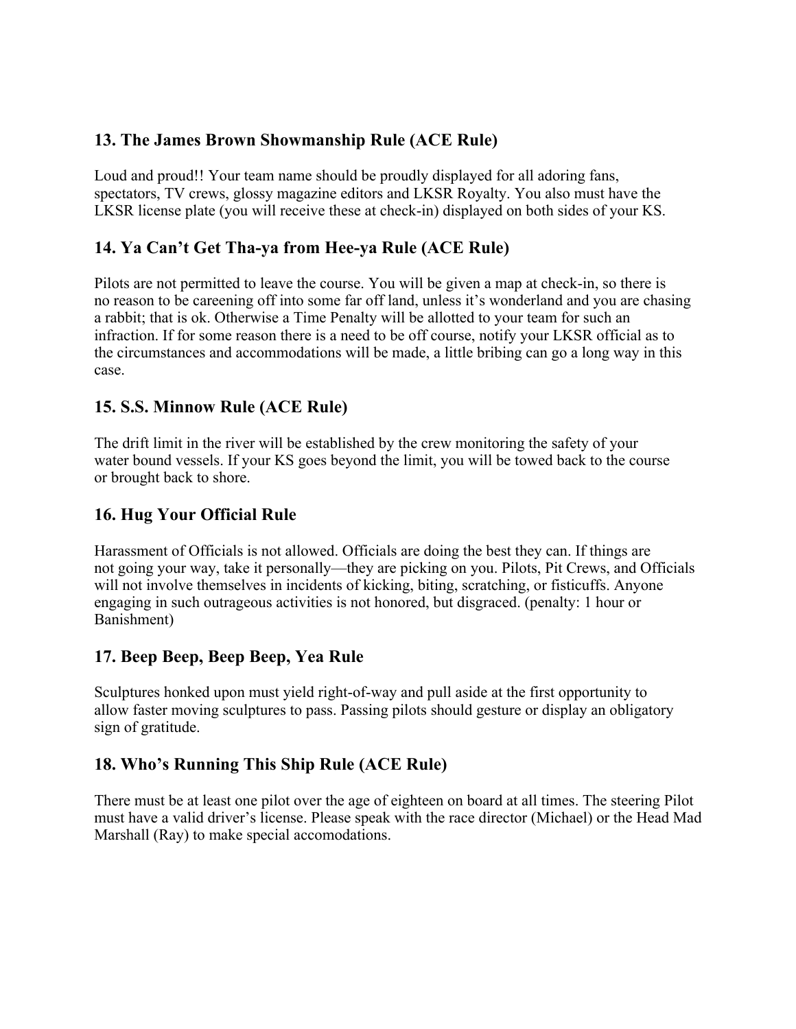### 13. The James Brown Showmanship Rule (ACE Rule)

Loud and proud!! Your team name should be proudly displayed for all adoring fans, spectators, TV crews, glossy magazine editors and LKSR Royalty. You also must have the LKSR license plate (you will receive these at check-in) displayed on both sides of your KS.

### 14. Ya Can't Get Tha-ya from Hee-ya Rule (ACE Rule)

Pilots are not permitted to leave the course. You will be given a map at check-in, so there is no reason to be careening off into some far off land, unless it's wonderland and you are chasing a rabbit; that is ok. Otherwise a Time Penalty will be allotted to your team for such an infraction. If for some reason there is a need to be off course, notify your LKSR official as to the circumstances and accommodations will be made, a little bribing can go a long way in this case.

### 15. S.S. Minnow Rule (ACE Rule)

The drift limit in the river will be established by the crew monitoring the safety of your water bound vessels. If your KS goes beyond the limit, you will be towed back to the course or brought back to shore.

### 16. Hug Your Official Rule

Harassment of Officials is not allowed. Officials are doing the best they can. If things are not going your way, take it personally—they are picking on you. Pilots, Pit Crews, and Officials will not involve themselves in incidents of kicking, biting, scratching, or fisticuffs. Anyone engaging in such outrageous activities is not honored, but disgraced. (penalty: 1 hour or Banishment)

### 17. Beep Beep, Beep Beep, Yea Rule

Sculptures honked upon must yield right-of-way and pull aside at the first opportunity to allow faster moving sculptures to pass. Passing pilots should gesture or display an obligatory sign of gratitude.

### 18. Who's Running This Ship Rule (ACE Rule)

There must be at least one pilot over the age of eighteen on board at all times. The steering Pilot must have a valid driver's license. Please speak with the race director (Michael) or the Head Mad Marshall (Ray) to make special accomodations.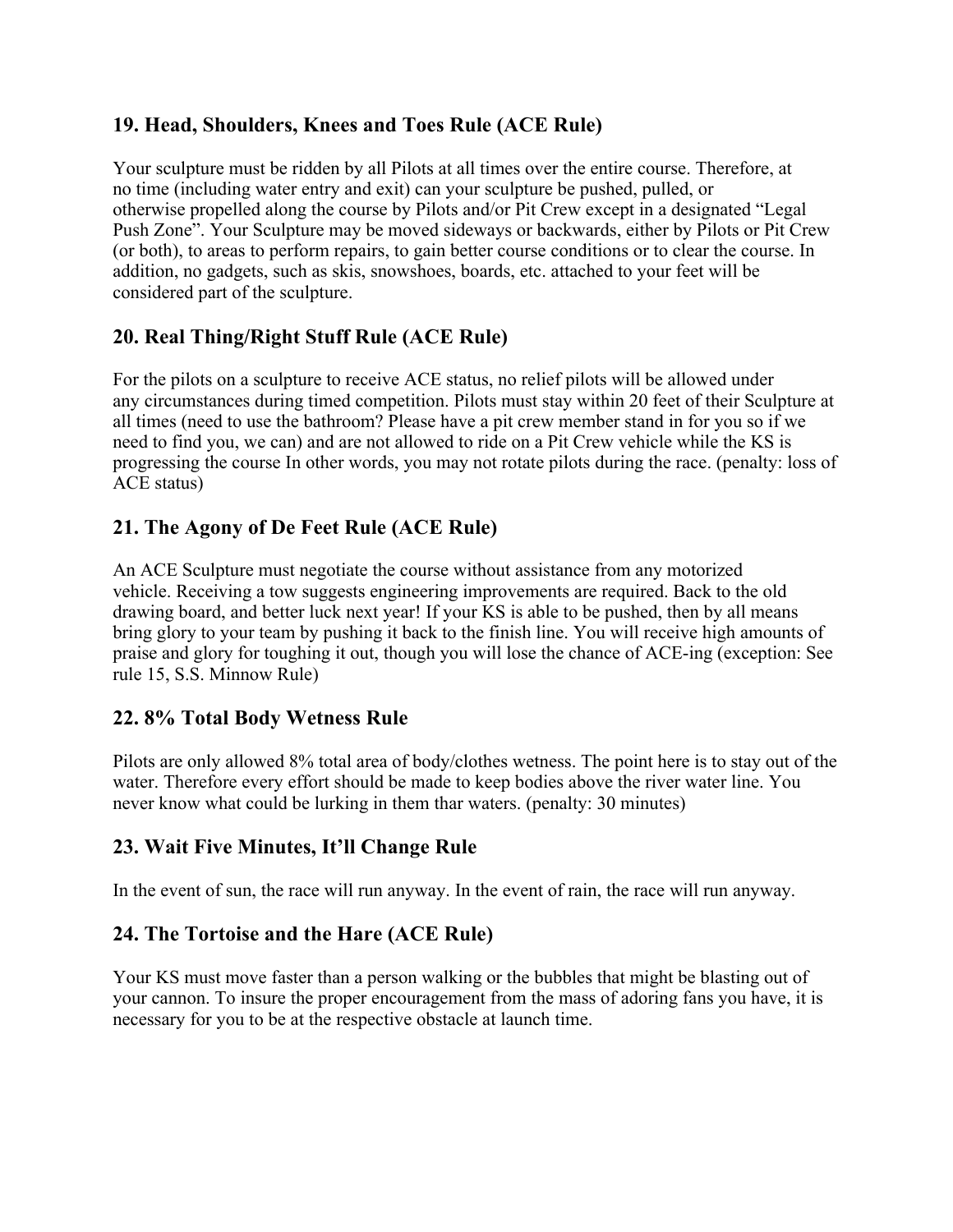## 19. Head, Shoulders, Knees and Toes Rule (ACE Rule)

Your sculpture must be ridden by all Pilots at all times over the entire course. Therefore, at no time (including water entry and exit) can your sculpture be pushed, pulled, or otherwise propelled along the course by Pilots and/or Pit Crew except in a designated "Legal Push Zone". Your Sculpture may be moved sideways or backwards, either by Pilots or Pit Crew (or both), to areas to perform repairs, to gain better course conditions or to clear the course. In addition, no gadgets, such as skis, snowshoes, boards, etc. attached to your feet will be considered part of the sculpture.

## 20. Real Thing/Right Stuff Rule (ACE Rule)

For the pilots on a sculpture to receive ACE status, no relief pilots will be allowed under any circumstances during timed competition. Pilots must stay within 20 feet of their Sculpture at all times (need to use the bathroom? Please have a pit crew member stand in for you so if we need to find you, we can) and are not allowed to ride on a Pit Crew vehicle while the KS is progressing the course In other words, you may not rotate pilots during the race. (penalty: loss of ACE status)

## 21. The Agony of De Feet Rule (ACE Rule)

An ACE Sculpture must negotiate the course without assistance from any motorized vehicle. Receiving a tow suggests engineering improvements are required. Back to the old drawing board, and better luck next year! If your KS is able to be pushed, then by all means bring glory to your team by pushing it back to the finish line. You will receive high amounts of praise and glory for toughing it out, though you will lose the chance of ACE-ing (exception: See rule 15, S.S. Minnow Rule)

## 22. 8% Total Body Wetness Rule

Pilots are only allowed 8% total area of body/clothes wetness. The point here is to stay out of the water. Therefore every effort should be made to keep bodies above the river water line. You never know what could be lurking in them thar waters. (penalty: 30 minutes)

## 23. Wait Five Minutes, It'll Change Rule

In the event of sun, the race will run anyway. In the event of rain, the race will run anyway.

## 24. The Tortoise and the Hare (ACE Rule)

Your KS must move faster than a person walking or the bubbles that might be blasting out of your cannon. To insure the proper encouragement from the mass of adoring fans you have, it is necessary for you to be at the respective obstacle at launch time.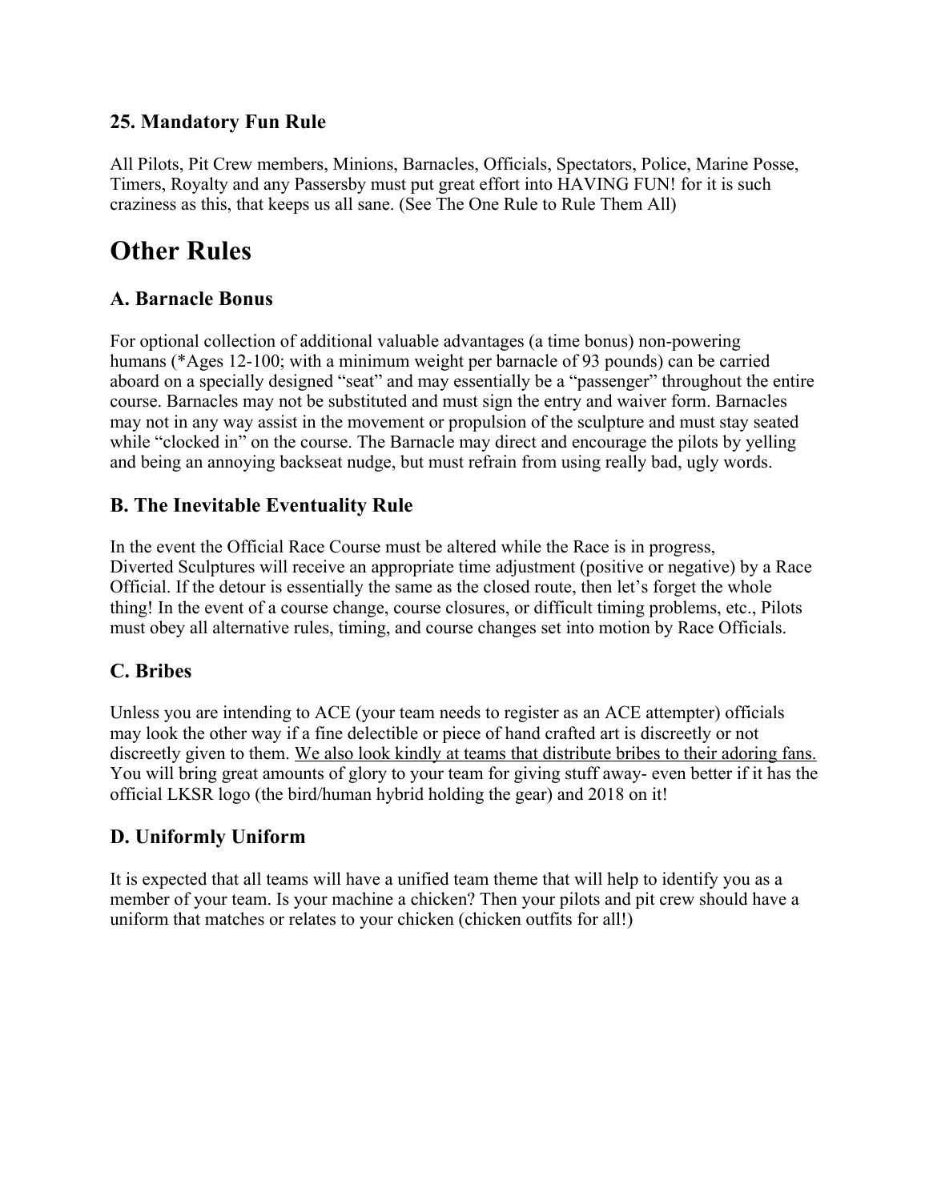### 25. Mandatory Fun Rule

All Pilots, Pit Crew members, Minions, Barnacles, Officials, Spectators, Police, Marine Posse, Timers, Royalty and any Passersby must put great effort into HAVING FUN! for it is such craziness as this, that keeps us all sane. (See The One Rule to Rule Them All)

## Other Rules

### A. Barnacle Bonus

For optional collection of additional valuable advantages (a time bonus) non-powering humans (*Ages 12-100; with a minimum weight per barnacle of 93 pounds) can be carried aboard on a specially designed "seat" and may essentially be a "passenger" throughout the entire course. Barnacles may not be substituted and must sign the entry and waiver form. Barnacles may not in any way assist in the movement or propulsion of the sculpture and must stay seated while "clocked in" on the course. The Barnacle may direct and encourage the pilots by yelling and being an annoying backseat nudge, but must refrain from using really bad, ugly words.

### B. The Inevitable Eventuality Rule

In the event the Official Race Course must be altered while the Race is in progress, Diverted Sculptures will receive an appropriate time adjustment (positive or negative) by a Race Official. If the detour is essentially the same as the closed route, then let's forget the whole thing! In the event of a course change, course closures, or difficult timing problems, etc., Pilots must obey all alternative rules, timing, and course changes set into motion by Race Officials.

### C. Bribes

Unless you are intending to ACE (your team needs to register as an ACE attempter) officials may look the other way if a fine delectible or piece of hand crafted art is discreetly or not discreetly given to them. <u>We also look kindly at teams that distribute bribes to their adoring fans.</u> You will bring great amounts of glory to your team for giving stuff away- even better if it has the official LKSR logo (the bird/human hybrid holding the gear) and 2018 on it!

### D. Uniformly Uniform

It is expected that all teams will have a unified team theme that will help to identify you as a member of your team. Is your machine a chicken? Then your pilots and pit crew should have a uniform that matches or relates to your chicken (chicken outfits for all!)